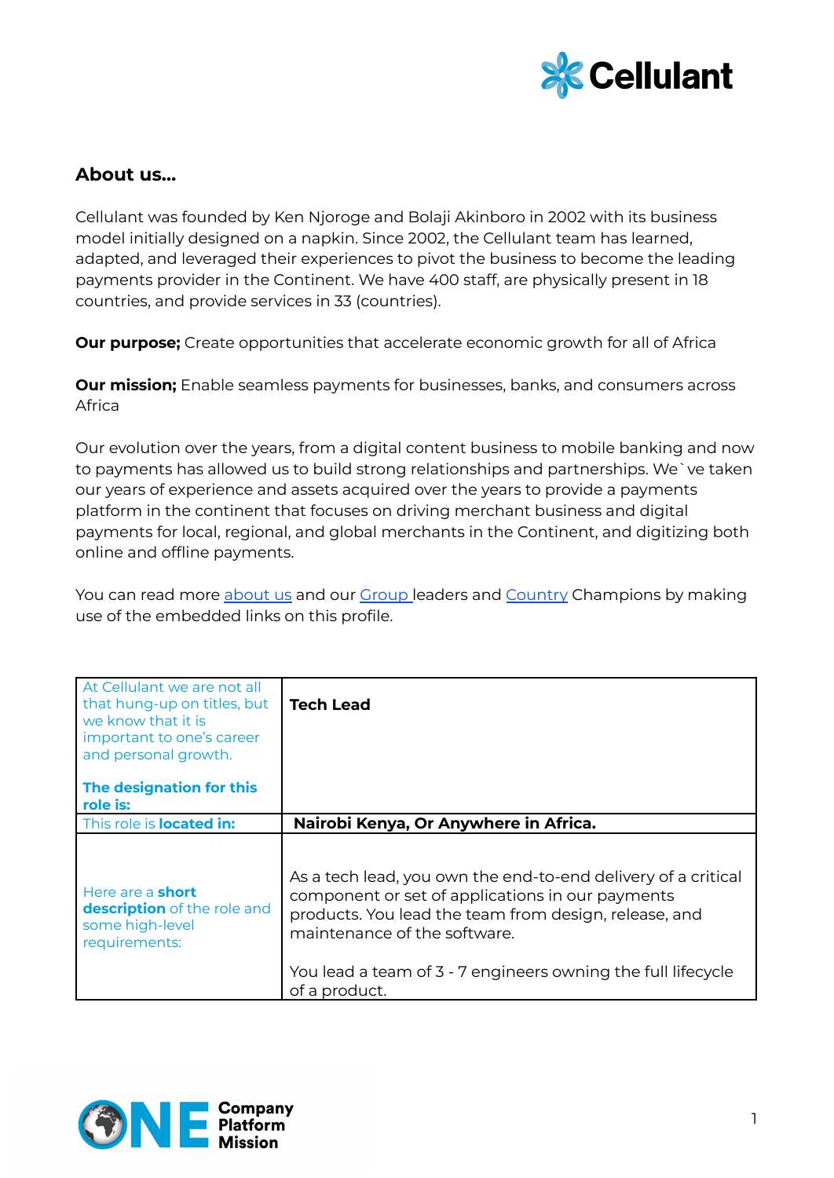## About us...

Cellulant was founded by Ken Njoroge and Bolaji Akinboro in 2002 with its business model initially designed on a napkin. Since 2002, the Cellulant team has learned, adapted, and leveraged their experiences to pivot the business to become the leading payments provider in the Continent. We have 400 staff, are physically present in 18 countries, and provide services in 33 (countries).

**Our purpose;** Create opportunities that accelerate economic growth for all of Africa

**Our mission;** Enable seamless payments for businesses, banks, and consumers across Africa

Our evolution over the years, from a digital content business to mobile banking and now to payments has allowed us to build strong relationships and partnerships. We`ve taken our years of experience and assets acquired over the years to provide a payments platform in the continent that focuses on driving merchant business and digital payments for local, regional, and global merchants in the Continent, and digitizing both online and offline payments.

You can read more about us and our Group leaders and Country Champions by making use of the embedded links on this profile.

| | |
|---|---|
| At Cellulant we are not all that hung-up on titles, but we know that it is important to one's career and personal growth.<br><br>**The designation for this role is:** | **Tech Lead** |
| This role is **located in:** | **Nairobi Kenya, Or Anywhere in Africa.** |
| Here are a **short description** of the role and some high-level requirements: | As a tech lead, you own the end-to-end delivery of a critical component or set of applications in our payments products. You lead the team from design, release, and maintenance of the software.<br><br>You lead a team of 3 - 7 engineers owning the full lifecycle of a product. |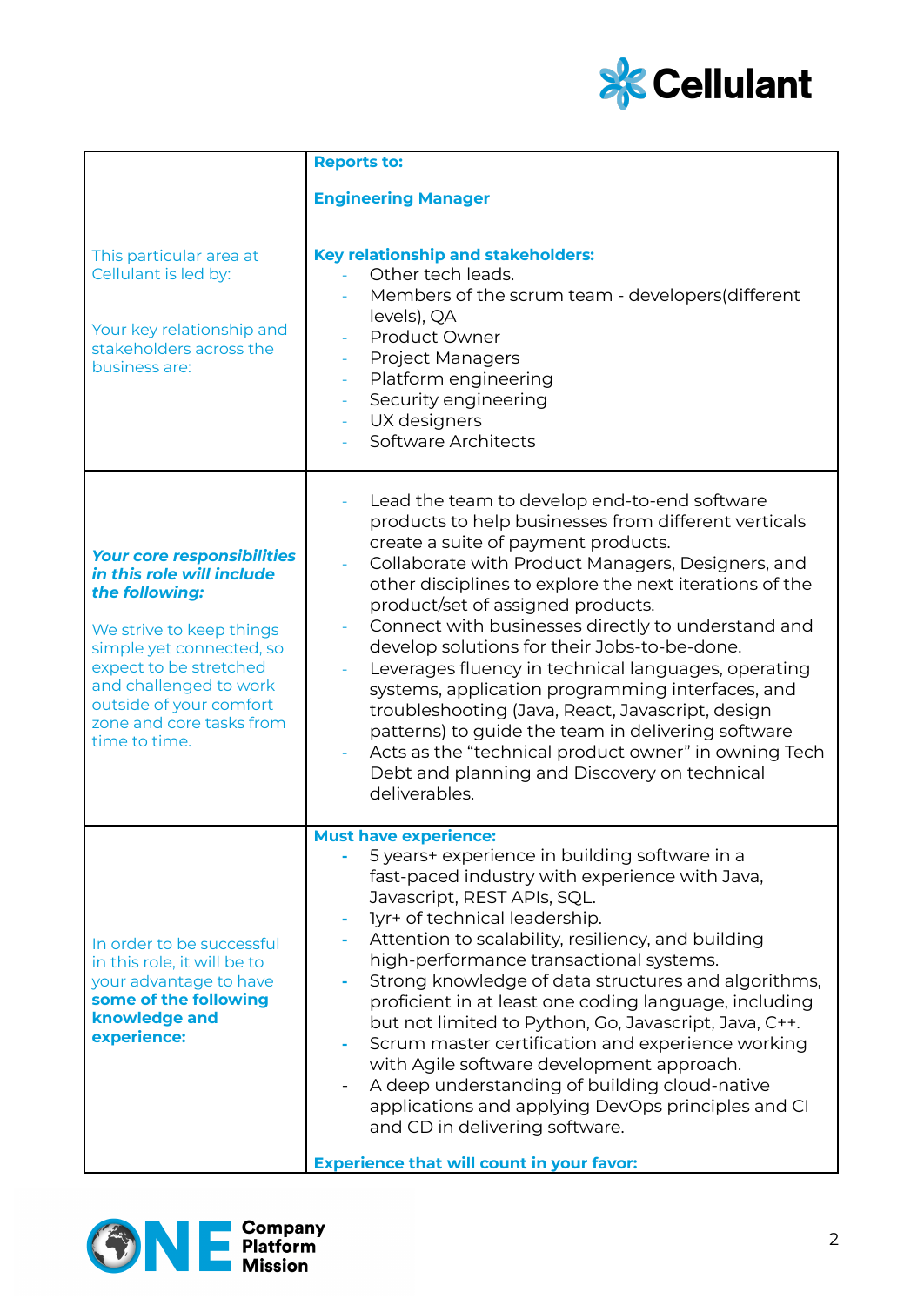| | |
|---|---|
| This particular area at Cellulant is led by:<br><br>Your key relationship and stakeholders across the business are: | **Reports to:**<br><br>**Engineering Manager**<br><br>**Key relationship and stakeholders:**<br>- Other tech leads.<br>- Members of the scrum team - developers(different levels), QA<br>- Product Owner<br>- Project Managers<br>- Platform engineering<br>- Security engineering<br>- UX designers<br>- Software Architects |
| ***Your core responsibilities in this role will include the following:***<br><br>We strive to keep things simple yet connected, so expect to be stretched and challenged to work outside of your comfort zone and core tasks from time to time. | - Lead the team to develop end-to-end software products to help businesses from different verticals create a suite of payment products.<br>- Collaborate with Product Managers, Designers, and other disciplines to explore the next iterations of the product/set of assigned products.<br>- Connect with businesses directly to understand and develop solutions for their Jobs-to-be-done.<br>- Leverages fluency in technical languages, operating systems, application programming interfaces, and troubleshooting (Java, React, Javascript, design patterns) to guide the team in delivering software<br>- Acts as the "technical product owner" in owning Tech Debt and planning and Discovery on technical deliverables. |
| In order to be successful in this role, it will be to your advantage to have **some of the following knowledge and experience:** | **Must have experience:**<br>- 5 years+ experience in building software in a fast-paced industry with experience with Java, Javascript, REST APIs, SQL.<br>- 1yr+ of technical leadership.<br>- Attention to scalability, resiliency, and building high-performance transactional systems.<br>- Strong knowledge of data structures and algorithms, proficient in at least one coding language, including but not limited to Python, Go, Javascript, Java, C++.<br>- Scrum master certification and experience working with Agile software development approach.<br>- A deep understanding of building cloud-native applications and applying DevOps principles and CI and CD in delivering software.<br><br>**Experience that will count in your favor:** |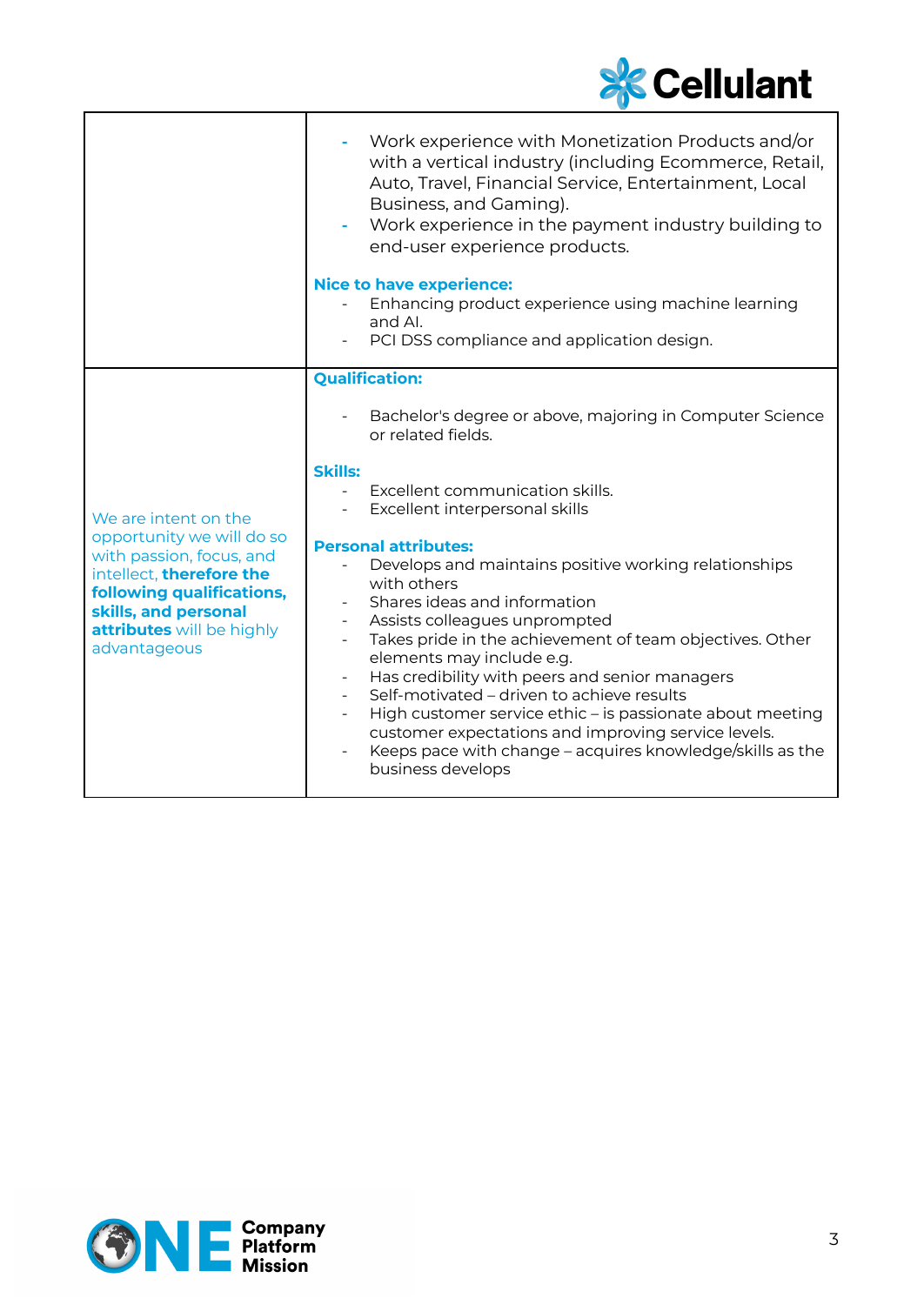| | |
|---|---|
| | - Work experience with Monetization Products and/or with a vertical industry (including Ecommerce, Retail, Auto, Travel, Financial Service, Entertainment, Local Business, and Gaming).<br>- Work experience in the payment industry building to end-user experience products.<br><br>**Nice to have experience:**<br>- Enhancing product experience using machine learning and AI.<br>- PCI DSS compliance and application design. |
| We are intent on the opportunity we will do so with passion, focus, and intellect, **therefore the following qualifications, skills, and personal attributes** will be highly advantageous | **Qualification:**<br>- Bachelor's degree or above, majoring in Computer Science or related fields.<br><br>**Skills:**<br>- Excellent communication skills.<br>- Excellent interpersonal skills<br><br>**Personal attributes:**<br>- Develops and maintains positive working relationships with others<br>- Shares ideas and information<br>- Assists colleagues unprompted<br>- Takes pride in the achievement of team objectives. Other elements may include e.g.<br>- Has credibility with peers and senior managers<br>- Self-motivated – driven to achieve results<br>- High customer service ethic – is passionate about meeting customer expectations and improving service levels.<br>- Keeps pace with change – acquires knowledge/skills as the business develops |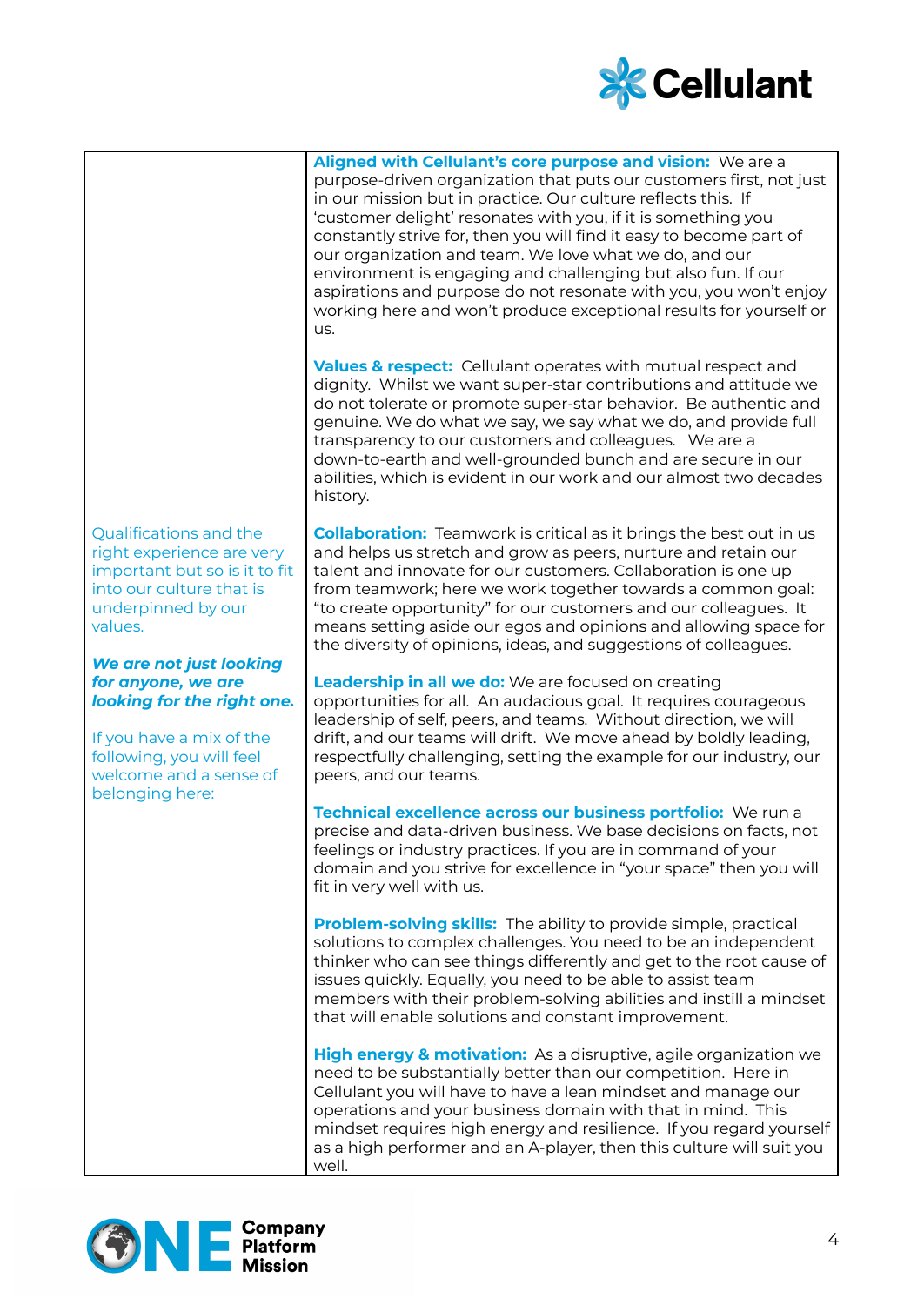| | |
|---|---|
| | **Aligned with Cellulant's core purpose and vision:** We are a purpose-driven organization that puts our customers first, not just in our mission but in practice. Our culture reflects this. If 'customer delight' resonates with you, if it is something you constantly strive for, then you will find it easy to become part of our organization and team. We love what we do, and our environment is engaging and challenging but also fun. If our aspirations and purpose do not resonate with you, you won't enjoy working here and won't produce exceptional results for yourself or us. |
| | **Values & respect:** Cellulant operates with mutual respect and dignity. Whilst we want super-star contributions and attitude we do not tolerate or promote super-star behavior. Be authentic and genuine. We do what we say, we say what we do, and provide full transparency to our customers and colleagues. We are a down-to-earth and well-grounded bunch and are secure in our abilities, which is evident in our work and our almost two decades history. |
| Qualifications and the right experience are very important but so is it to fit into our culture that is underpinned by our values. | **Collaboration:** Teamwork is critical as it brings the best out in us and helps us stretch and grow as peers, nurture and retain our talent and innovate for our customers. Collaboration is one up from teamwork; here we work together towards a common goal: "to create opportunity" for our customers and our colleagues. It means setting aside our egos and opinions and allowing space for the diversity of opinions, ideas, and suggestions of colleagues. |
| ***We are not just looking for anyone, we are looking for the right one.*** If you have a mix of the following, you will feel welcome and a sense of belonging here: | **Leadership in all we do:** We are focused on creating opportunities for all. An audacious goal. It requires courageous leadership of self, peers, and teams. Without direction, we will drift, and our teams will drift. We move ahead by boldly leading, respectfully challenging, setting the example for our industry, our peers, and our teams. |
| | **Technical excellence across our business portfolio:** We run a precise and data-driven business. We base decisions on facts, not feelings or industry practices. If you are in command of your domain and you strive for excellence in "your space" then you will fit in very well with us. |
| | **Problem-solving skills:** The ability to provide simple, practical solutions to complex challenges. You need to be an independent thinker who can see things differently and get to the root cause of issues quickly. Equally, you need to be able to assist team members with their problem-solving abilities and instill a mindset that will enable solutions and constant improvement. |
| | **High energy & motivation:** As a disruptive, agile organization we need to be substantially better than our competition. Here in Cellulant you will have to have a lean mindset and manage our operations and your business domain with that in mind. This mindset requires high energy and resilience. If you regard yourself as a high performer and an A-player, then this culture will suit you well. |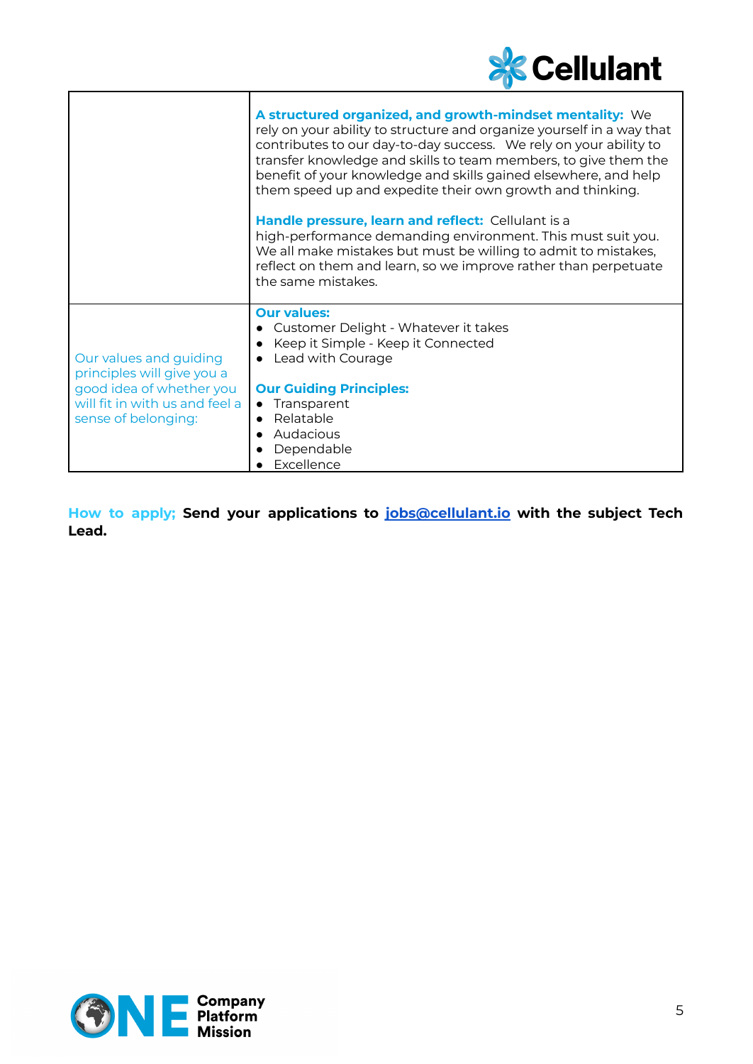| | |
|---|---|
| | **A structured organized, and growth-mindset mentality:** We rely on your ability to structure and organize yourself in a way that contributes to our day-to-day success. We rely on your ability to transfer knowledge and skills to team members, to give them the benefit of your knowledge and skills gained elsewhere, and help them speed up and expedite their own growth and thinking.<br><br>**Handle pressure, learn and reflect:** Cellulant is a high-performance demanding environment. This must suit you. We all make mistakes but must be willing to admit to mistakes, reflect on them and learn, so we improve rather than perpetuate the same mistakes. |
| Our values and guiding principles will give you a good idea of whether you will fit in with us and feel a sense of belonging: | **Our values:**<br>• Customer Delight - Whatever it takes<br>• Keep it Simple - Keep it Connected<br>• Lead with Courage<br><br>**Our Guiding Principles:**<br>• Transparent<br>• Relatable<br>• Audacious<br>• Dependable<br>• Excellence |

**How to apply; Send your applications to [jobs@cellulant.io](mailto:jobs@cellulant.io) with the subject Tech Lead.**